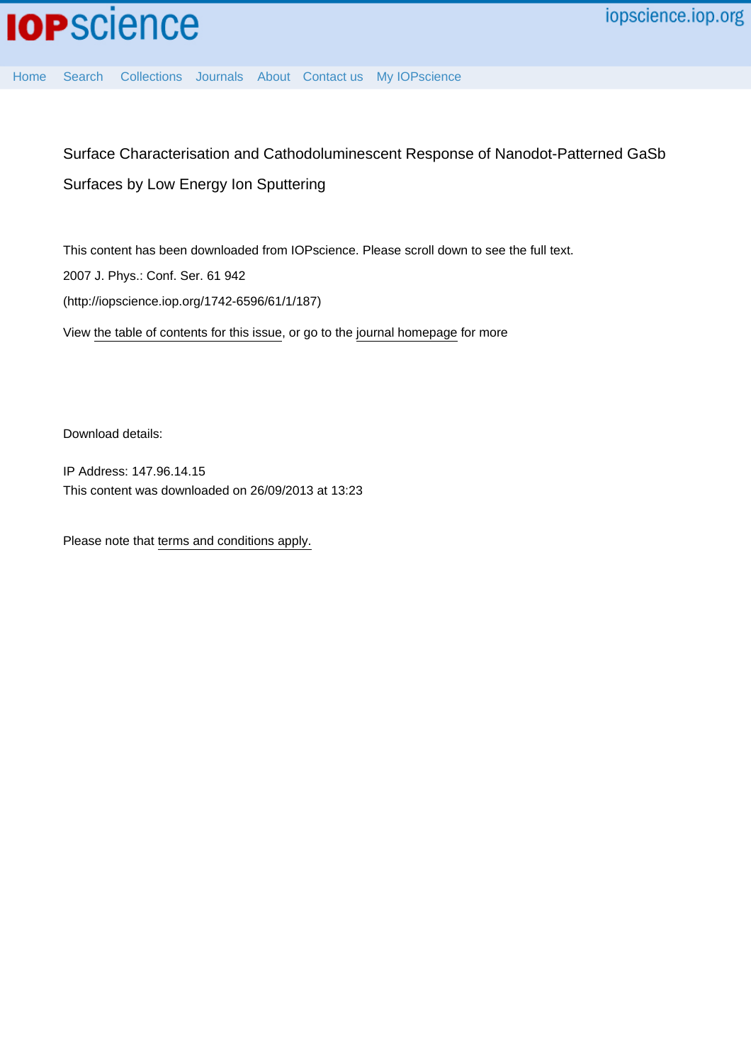# Surface Characterisation and Cathodoluminescent Response of Nanodot-Patterned GaSb Surfaces by Low Energy Ion Sputtering

This content has been downloaded from IOPscience. Please scroll down to see the full text.

2007 J. Phys.: Conf. Ser. 61 942

(http://iopscience.iop.org/1742-6596/61/1/187)

View the table of contents for this issue, or go to the journal homepage for more

Download details:

IP Address: 147.96.14.15

This content was downloaded on 26/09/2013 at 13:23

Please note that terms and conditions apply.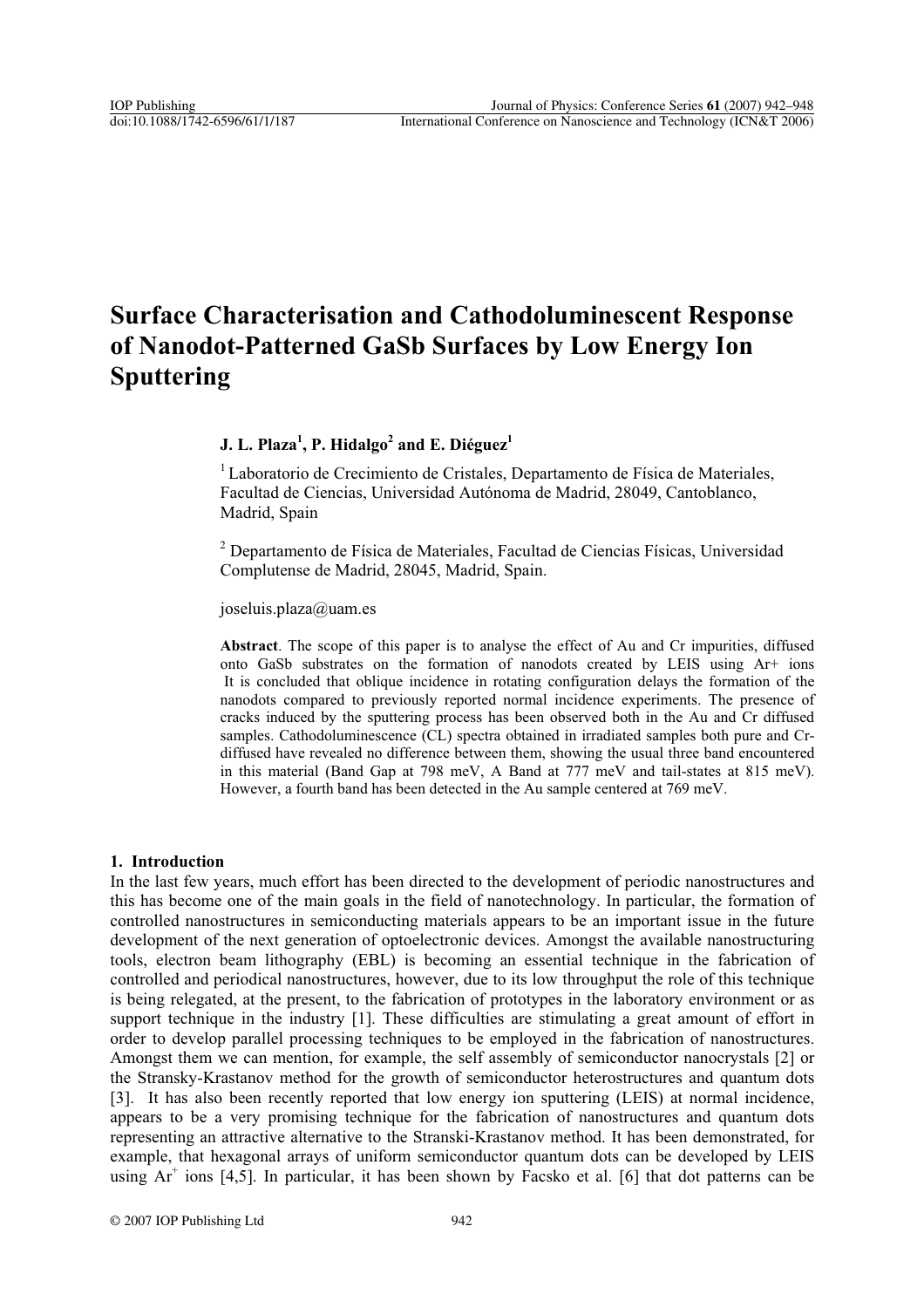# Surface Characterisation and Cathodoluminescent Response of Nanodot-Patterned GaSb Surfaces by Low Energy Ion Sputtering

**J. L. Plaza[1], P. Hidalgo[2] and E. Diéguez[1]**

[1] Laboratorio de Crecimiento de Cristales, Departamento de Física de Materiales, Facultad de Ciencias, Universidad Autónoma de Madrid, 28049, Cantoblanco, Madrid, Spain

[2] Departamento de Física de Materiales, Facultad de Ciencias Físicas, Universidad Complutense de Madrid, 28045, Madrid, Spain.

joseluis.plaza@uam.es

**Abstract**. The scope of this paper is to analyse the effect of Au and Cr impurities, diffused onto GaSb substrates on the formation of nanodots created by LEIS using Ar+ ions It is concluded that oblique incidence in rotating configuration delays the formation of the nanodots compared to previously reported normal incidence experiments. The presence of cracks induced by the sputtering process has been observed both in the Au and Cr diffused samples. Cathodoluminescence (CL) spectra obtained in irradiated samples both pure and Cr-diffused have revealed no difference between them, showing the usual three band encountered in this material (Band Gap at 798 meV, A Band at 777 meV and tail-states at 815 meV). However, a fourth band has been detected in the Au sample centered at 769 meV.

## 1. Introduction

In the last few years, much effort has been directed to the development of periodic nanostructures and this has become one of the main goals in the field of nanotechnology. In particular, the formation of controlled nanostructures in semiconducting materials appears to be an important issue in the future development of the next generation of optoelectronic devices. Amongst the available nanostructuring tools, electron beam lithography (EBL) is becoming an essential technique in the fabrication of controlled and periodical nanostructures, however, due to its low throughput the role of this technique is being relegated, at the present, to the fabrication of prototypes in the laboratory environment or as support technique in the industry [1]. These difficulties are stimulating a great amount of effort in order to develop parallel processing techniques to be employed in the fabrication of nanostructures. Amongst them we can mention, for example, the self assembly of semiconductor nanocrystals [2] or the Stransky-Krastanov method for the growth of semiconductor heterostructures and quantum dots [3]. It has also been recently reported that low energy ion sputtering (LEIS) at normal incidence, appears to be a very promising technique for the fabrication of nanostructures and quantum dots representing an attractive alternative to the Stranski-Krastanov method. It has been demonstrated, for example, that hexagonal arrays of uniform semiconductor quantum dots can be developed by LEIS using $Ar^+$ ions [4,5]. In particular, it has been shown by Facsko et al. [6] that dot patterns can be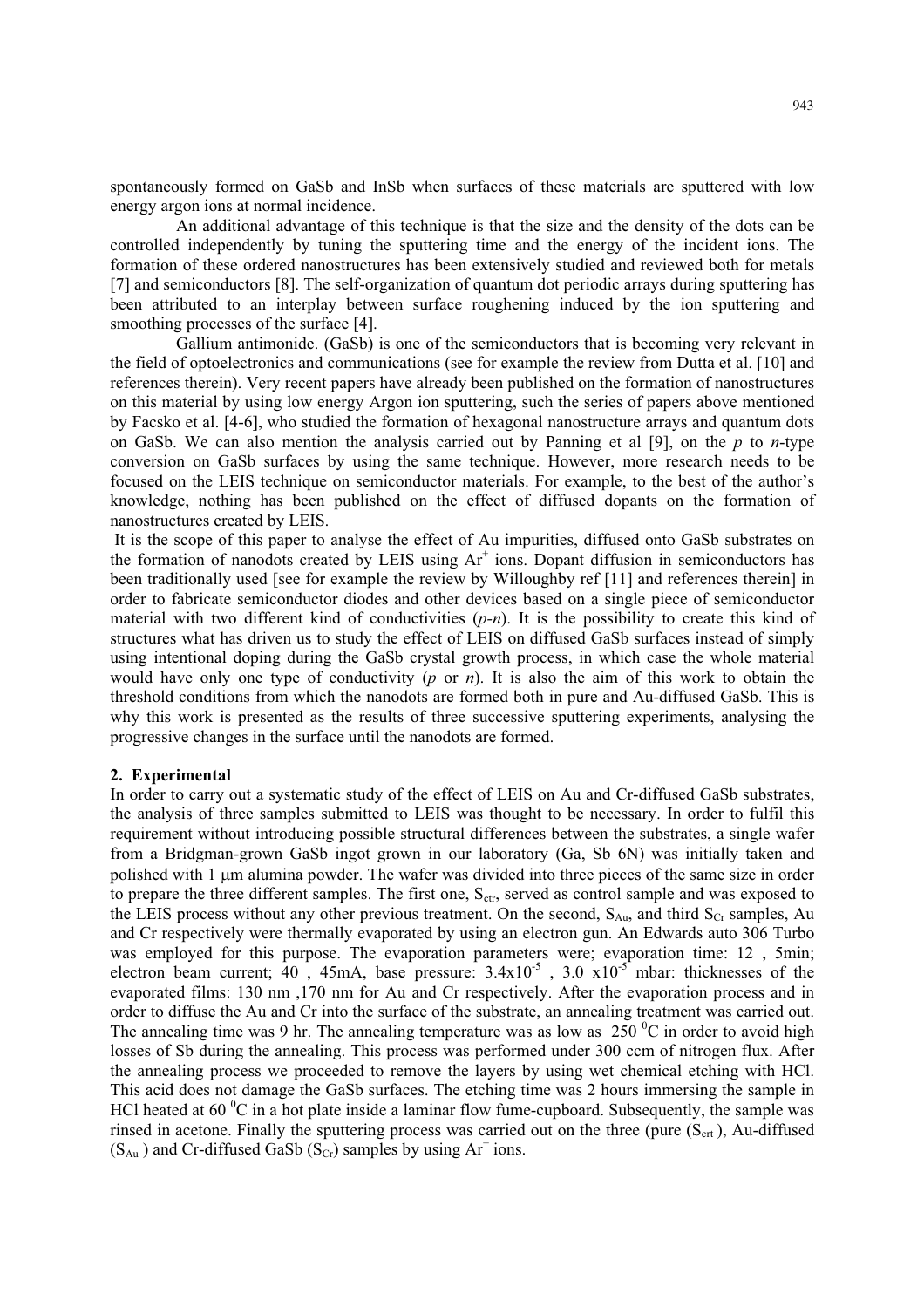spontaneously formed on GaSb and InSb when surfaces of these materials are sputtered with low energy argon ions at normal incidence.

An additional advantage of this technique is that the size and the density of the dots can be controlled independently by tuning the sputtering time and the energy of the incident ions. The formation of these ordered nanostructures has been extensively studied and reviewed both for metals [7] and semiconductors [8]. The self-organization of quantum dot periodic arrays during sputtering has been attributed to an interplay between surface roughening induced by the ion sputtering and smoothing processes of the surface [4].

Gallium antimonide. (GaSb) is one of the semiconductors that is becoming very relevant in the field of optoelectronics and communications (see for example the review from Dutta et al. [10] and references therein). Very recent papers have already been published on the formation of nanostructures on this material by using low energy Argon ion sputtering, such the series of papers above mentioned by Facsko et al. [4-6], who studied the formation of hexagonal nanostructure arrays and quantum dots on GaSb. We can also mention the analysis carried out by Panning et al [9], on the *p* to *n*-type conversion on GaSb surfaces by using the same technique. However, more research needs to be focused on the LEIS technique on semiconductor materials. For example, to the best of the author's knowledge, nothing has been published on the effect of diffused dopants on the formation of nanostructures created by LEIS.

It is the scope of this paper to analyse the effect of Au impurities, diffused onto GaSb substrates on the formation of nanodots created by LEIS using $Ar^+$ ions. Dopant diffusion in semiconductors has been traditionally used [see for example the review by Willoughby ref [11] and references therein] in order to fabricate semiconductor diodes and other devices based on a single piece of semiconductor material with two different kind of conductivities (*p-n*). It is the possibility to create this kind of structures what has driven us to study the effect of LEIS on diffused GaSb surfaces instead of simply using intentional doping during the GaSb crystal growth process, in which case the whole material would have only one type of conductivity (*p* or *n*). It is also the aim of this work to obtain the threshold conditions from which the nanodots are formed both in pure and Au-diffused GaSb. This is why this work is presented as the results of three successive sputtering experiments, analysing the progressive changes in the surface until the nanodots are formed.

## 2. Experimental

In order to carry out a systematic study of the effect of LEIS on Au and Cr-diffused GaSb substrates, the analysis of three samples submitted to LEIS was thought to be necessary. In order to fulfil this requirement without introducing possible structural differences between the substrates, a single wafer from a Bridgman-grown GaSb ingot grown in our laboratory (Ga, Sb 6N) was initially taken and polished with 1 μm alumina powder. The wafer was divided into three pieces of the same size in order to prepare the three different samples. The first one, $S_{ctr}$, served as control sample and was exposed to the LEIS process without any other previous treatment. On the second, $S_{Au}$, and third $S_{Cr}$ samples, Au and Cr respectively were thermally evaporated by using an electron gun. An Edwards auto 306 Turbo was employed for this purpose. The evaporation parameters were; evaporation time: 12 , 5min; electron beam current; 40 , 45mA, base pressure: $3.4x10^{-5}$ , $3.0\ x10^{-5}$ mbar: thicknesses of the evaporated films: 130 nm ,170 nm for Au and Cr respectively. After the evaporation process and in order to diffuse the Au and Cr into the surface of the substrate, an annealing treatment was carried out. The annealing time was 9 hr. The annealing temperature was as low as 250 $^0$C in order to avoid high losses of Sb during the annealing. This process was performed under 300 ccm of nitrogen flux. After the annealing process we proceeded to remove the layers by using wet chemical etching with HCl. This acid does not damage the GaSb surfaces. The etching time was 2 hours immersing the sample in HCl heated at 60 $^0$C in a hot plate inside a laminar flow fume-cupboard. Subsequently, the sample was rinsed in acetone. Finally the sputtering process was carried out on the three (pure ($S_{crt}$ ), Au-diffused ($S_{Au}$ ) and Cr-diffused GaSb ($S_{Cr}$) samples by using $Ar^+$ ions.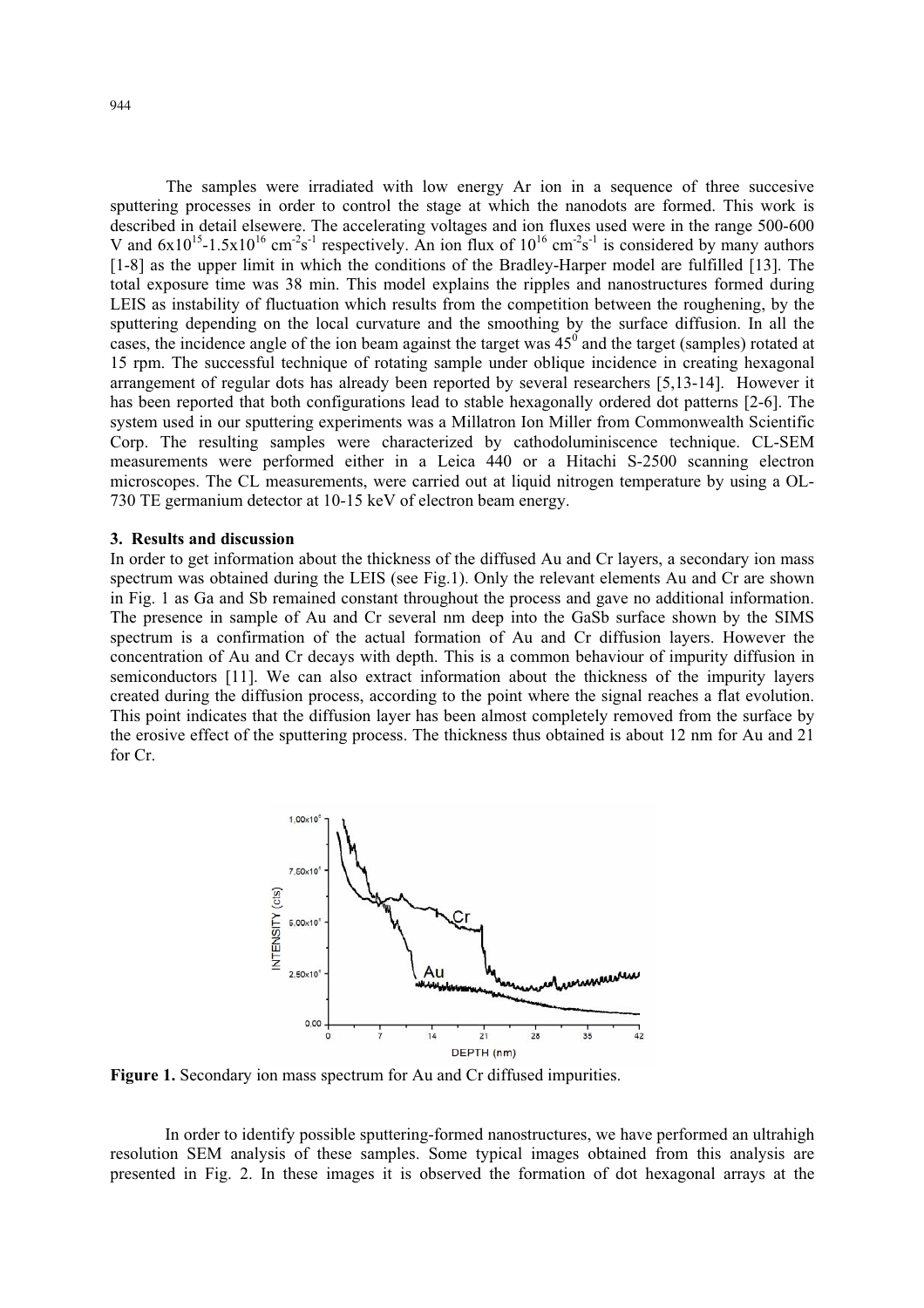The samples were irradiated with low energy Ar ion in a sequence of three succesive sputtering processes in order to control the stage at which the nanodots are formed. This work is described in detail elsewere. The accelerating voltages and ion fluxes used were in the range 500-600 V and $6x10^{15}$-$1.5x10^{16}$ $cm^{-2}s^{-1}$ respectively. An ion flux of $10^{16}$ $cm^{-2}s^{-1}$ is considered by many authors [1-8] as the upper limit in which the conditions of the Bradley-Harper model are fulfilled [13]. The total exposure time was 38 min. This model explains the ripples and nanostructures formed during LEIS as instability of fluctuation which results from the competition between the roughening, by the sputtering depending on the local curvature and the smoothing by the surface diffusion. In all the cases, the incidence angle of the ion beam against the target was $45^0$ and the target (samples) rotated at 15 rpm. The successful technique of rotating sample under oblique incidence in creating hexagonal arrangement of regular dots has already been reported by several researchers [5,13-14]. However it has been reported that both configurations lead to stable hexagonally ordered dot patterns [2-6]. The system used in our sputtering experiments was a Millatron Ion Miller from Commonwealth Scientific Corp. The resulting samples were characterized by cathodoluminiscence technique. CL-SEM measurements were performed either in a Leica 440 or a Hitachi S-2500 scanning electron microscopes. The CL measurements, were carried out at liquid nitrogen temperature by using a OL-730 TE germanium detector at 10-15 keV of electron beam energy.

## 3. Results and discussion

In order to get information about the thickness of the diffused Au and Cr layers, a secondary ion mass spectrum was obtained during the LEIS (see Fig.1). Only the relevant elements Au and Cr are shown in Fig. 1 as Ga and Sb remained constant throughout the process and gave no additional information. The presence in sample of Au and Cr several nm deep into the GaSb surface shown by the SIMS spectrum is a confirmation of the actual formation of Au and Cr diffusion layers. However the concentration of Au and Cr decays with depth. This is a common behaviour of impurity diffusion in semiconductors [11]. We can also extract information about the thickness of the impurity layers created during the diffusion process, according to the point where the signal reaches a flat evolution. This point indicates that the diffusion layer has been almost completely removed from the surface by the erosive effect of the sputtering process. The thickness thus obtained is about 12 nm for Au and 21 for Cr.

**Figure 1.** Secondary ion mass spectrum for Au and Cr diffused impurities.

In order to identify possible sputtering-formed nanostructures, we have performed an ultrahigh resolution SEM analysis of these samples. Some typical images obtained from this analysis are presented in Fig. 2. In these images it is observed the formation of dot hexagonal arrays at the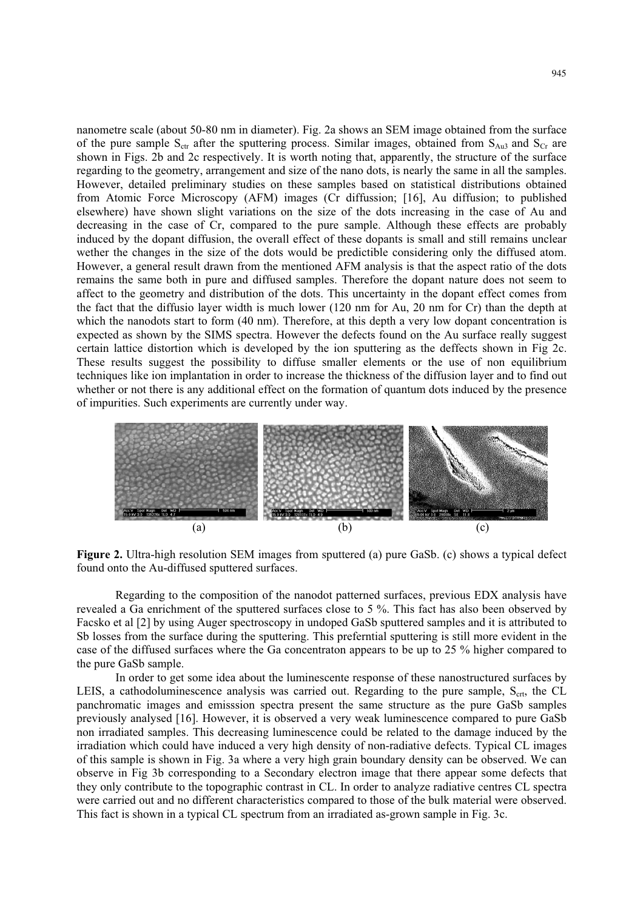nanometre scale (about 50-80 nm in diameter). Fig. 2a shows an SEM image obtained from the surface of the pure sample $S_{ctr}$ after the sputtering process. Similar images, obtained from $S_{Au3}$ and $S_{Cr}$ are shown in Figs. 2b and 2c respectively. It is worth noting that, apparently, the structure of the surface regarding to the geometry, arrangement and size of the nano dots, is nearly the same in all the samples. However, detailed preliminary studies on these samples based on statistical distributions obtained from Atomic Force Microscopy (AFM) images (Cr diffussion; [16], Au diffusion; to published elsewhere) have shown slight variations on the size of the dots increasing in the case of Au and decreasing in the case of Cr, compared to the pure sample. Although these effects are probably induced by the dopant diffusion, the overall effect of these dopants is small and still remains unclear wether the changes in the size of the dots would be predictible considering only the diffused atom. However, a general result drawn from the mentioned AFM analysis is that the aspect ratio of the dots remains the same both in pure and diffused samples. Therefore the dopant nature does not seem to affect to the geometry and distribution of the dots. This uncertainty in the dopant effect comes from the fact that the diffusio layer width is much lower (120 nm for Au, 20 nm for Cr) than the depth at which the nanodots start to form (40 nm). Therefore, at this depth a very low dopant concentration is expected as shown by the SIMS spectra. However the defects found on the Au surface really suggest certain lattice distortion which is developed by the ion sputtering as the deffects shown in Fig 2c. These results suggest the possibility to diffuse smaller elements or the use of non equilibrium techniques like ion implantation in order to increase the thickness of the diffusion layer and to find out whether or not there is any additional effect on the formation of quantum dots induced by the presence of impurities. Such experiments are currently under way.

(a) (b) (c)

**Figure 2.** Ultra-high resolution SEM images from sputtered (a) pure GaSb. (c) shows a typical defect found onto the Au-diffused sputtered surfaces.

Regarding to the composition of the nanodot patterned surfaces, previous EDX analysis have revealed a Ga enrichment of the sputtered surfaces close to 5 %. This fact has also been observed by Facsko et al [2] by using Auger spectroscopy in undoped GaSb sputtered samples and it is attributed to Sb losses from the surface during the sputtering. This preferntial sputtering is still more evident in the case of the diffused surfaces where the Ga concentraton appears to be up to 25 % higher compared to the pure GaSb sample.

In order to get some idea about the luminescente response of these nanostructured surfaces by LEIS, a cathodoluminescence analysis was carried out. Regarding to the pure sample, $S_{crt}$, the CL panchromatic images and emisssion spectra present the same structure as the pure GaSb samples previously analysed [16]. However, it is observed a very weak luminescence compared to pure GaSb non irradiated samples. This decreasing luminescence could be related to the damage induced by the irradiation which could have induced a very high density of non-radiative defects. Typical CL images of this sample is shown in Fig. 3a where a very high grain boundary density can be observed. We can observe in Fig 3b corresponding to a Secondary electron image that there appear some defects that they only contribute to the topographic contrast in CL. In order to analyze radiative centres CL spectra were carried out and no different characteristics compared to those of the bulk material were observed. This fact is shown in a typical CL spectrum from an irradiated as-grown sample in Fig. 3c.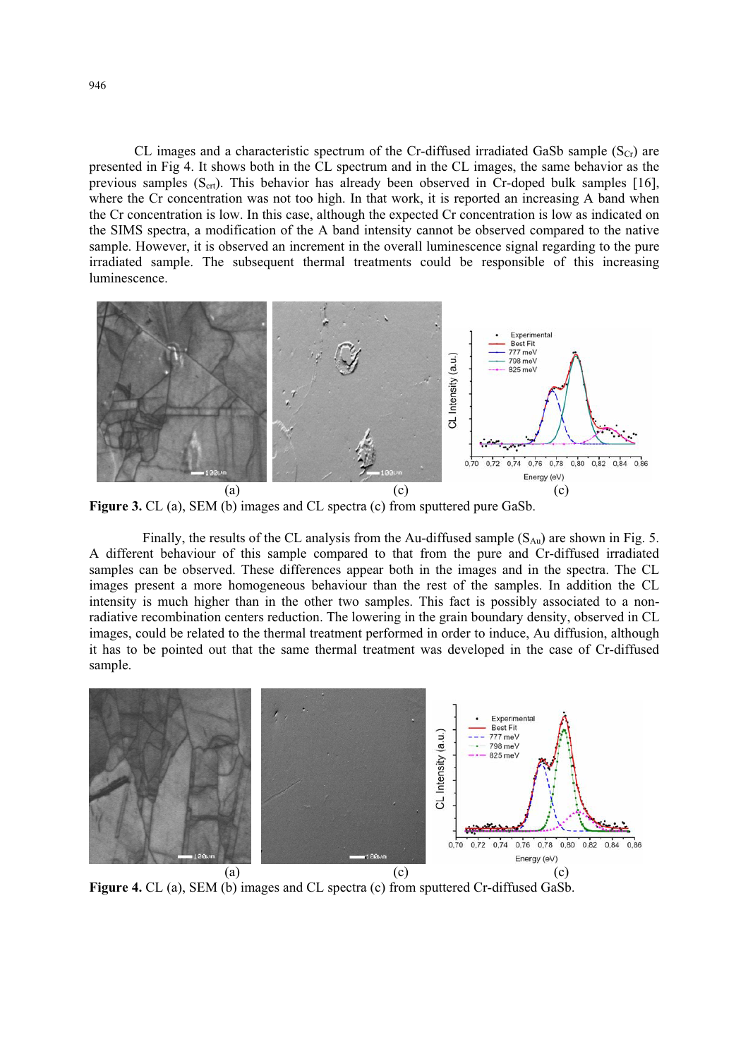CL images and a characteristic spectrum of the Cr-diffused irradiated GaSb sample ($S_{Cr}$) are presented in Fig 4. It shows both in the CL spectrum and in the CL images, the same behavior as the previous samples ($S_{crt}$). This behavior has already been observed in Cr-doped bulk samples [16], where the Cr concentration was not too high. In that work, it is reported an increasing A band when the Cr concentration is low. In this case, although the expected Cr concentration is low as indicated on the SIMS spectra, a modification of the A band intensity cannot be observed compared to the native sample. However, it is observed an increment in the overall luminescence signal regarding to the pure irradiated sample. The subsequent thermal treatments could be responsible of this increasing luminescence.

(a) (c) (c)

**Figure 3.** CL (a), SEM (b) images and CL spectra (c) from sputtered pure GaSb.

Finally, the results of the CL analysis from the Au-diffused sample ($S_{Au}$) are shown in Fig. 5. A different behaviour of this sample compared to that from the pure and Cr-diffused irradiated samples can be observed. These differences appear both in the images and in the spectra. The CL images present a more homogeneous behaviour than the rest of the samples. In addition the CL intensity is much higher than in the other two samples. This fact is possibly associated to a non-radiative recombination centers reduction. The lowering in the grain boundary density, observed in CL images, could be related to the thermal treatment performed in order to induce, Au diffusion, although it has to be pointed out that the same thermal treatment was developed in the case of Cr-diffused sample.

(a) (c) (c)

**Figure 4.** CL (a), SEM (b) images and CL spectra (c) from sputtered Cr-diffused GaSb.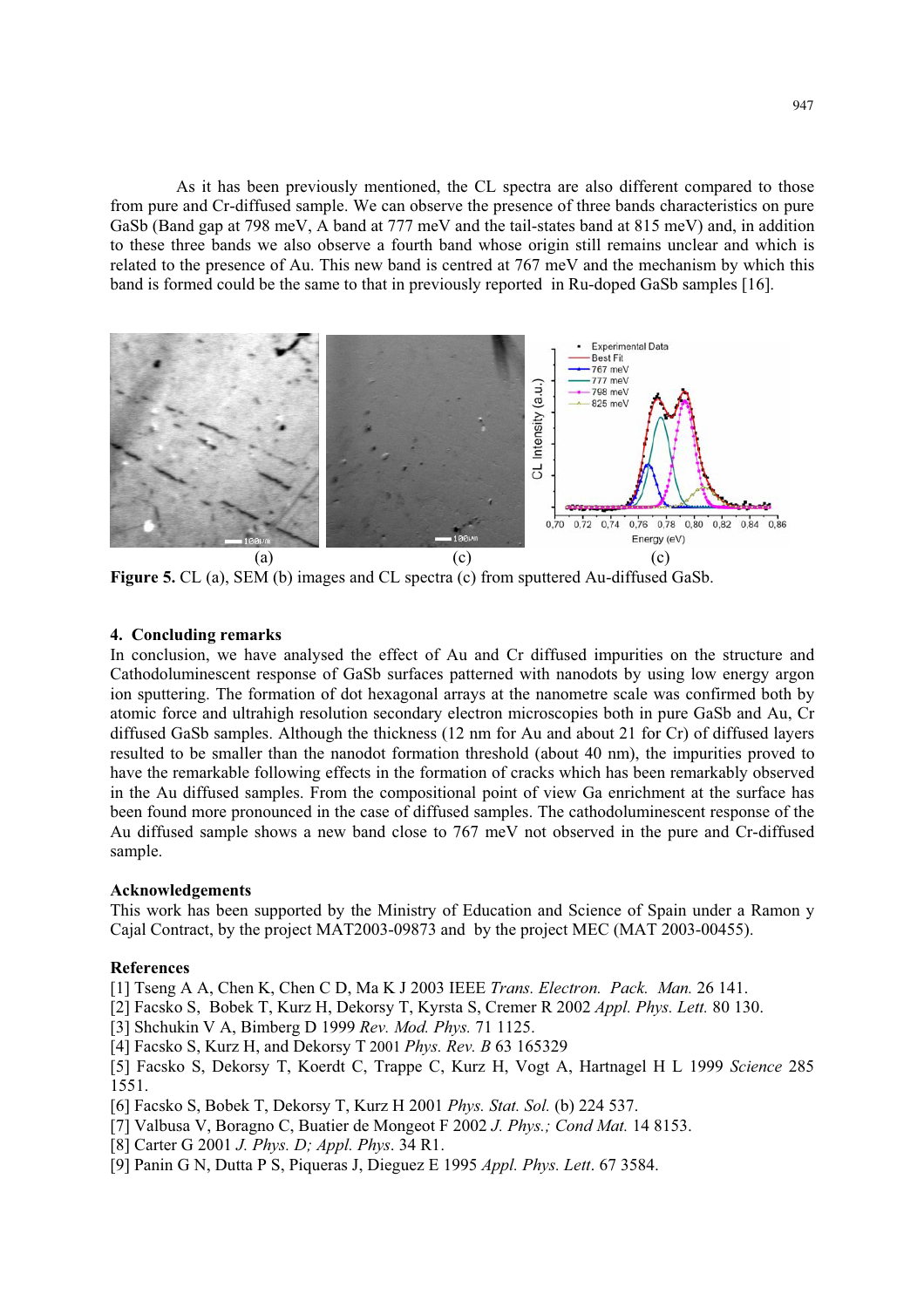As it has been previously mentioned, the CL spectra are also different compared to those from pure and Cr-diffused sample. We can observe the presence of three bands characteristics on pure GaSb (Band gap at 798 meV, A band at 777 meV and the tail-states band at 815 meV) and, in addition to these three bands we also observe a fourth band whose origin still remains unclear and which is related to the presence of Au. This new band is centred at 767 meV and the mechanism by which this band is formed could be the same to that in previously reported in Ru-doped GaSb samples [16].

(a) (c) (c)

**Figure 5.** CL (a), SEM (b) images and CL spectra (c) from sputtered Au-diffused GaSb.

## 4. Concluding remarks

In conclusion, we have analysed the effect of Au and Cr diffused impurities on the structure and Cathodoluminescent response of GaSb surfaces patterned with nanodots by using low energy argon ion sputtering. The formation of dot hexagonal arrays at the nanometre scale was confirmed both by atomic force and ultrahigh resolution secondary electron microscopies both in pure GaSb and Au, Cr diffused GaSb samples. Although the thickness (12 nm for Au and about 21 for Cr) of diffused layers resulted to be smaller than the nanodot formation threshold (about 40 nm), the impurities proved to have the remarkable following effects in the formation of cracks which has been remarkably observed in the Au diffused samples. From the compositional point of view Ga enrichment at the surface has been found more pronounced in the case of diffused samples. The cathodoluminescent response of the Au diffused sample shows a new band close to 767 meV not observed in the pure and Cr-diffused sample.

### Acknowledgements

This work has been supported by the Ministry of Education and Science of Spain under a Ramon y Cajal Contract, by the project MAT2003-09873 and by the project MEC (MAT 2003-00455).

### References

[1] Tseng A A, Chen K, Chen C D, Ma K J 2003 IEEE *Trans. Electron. Pack. Man.* 26 141.
[2] Facsko S, Bobek T, Kurz H, Dekorsy T, Kyrsta S, Cremer R 2002 *Appl. Phys. Lett.* 80 130.
[3] Shchukin V A, Bimberg D 1999 *Rev. Mod. Phys.* 71 1125.
[4] Facsko S, Kurz H, and Dekorsy T 2001 *Phys. Rev. B* 63 165329
[5] Facsko S, Dekorsy T, Koerdt C, Trappe C, Kurz H, Vogt A, Hartnagel H L 1999 *Science* 285 1551.
[6] Facsko S, Bobek T, Dekorsy T, Kurz H 2001 *Phys. Stat. Sol.* (b) 224 537.
[7] Valbusa V, Boragno C, Buatier de Mongeot F 2002 *J. Phys.; Cond Mat.* 14 8153.
[8] Carter G 2001 *J. Phys. D; Appl. Phys*. 34 R1.
[9] Panin G N, Dutta P S, Piqueras J, Dieguez E 1995 *Appl. Phys. Lett*. 67 3584.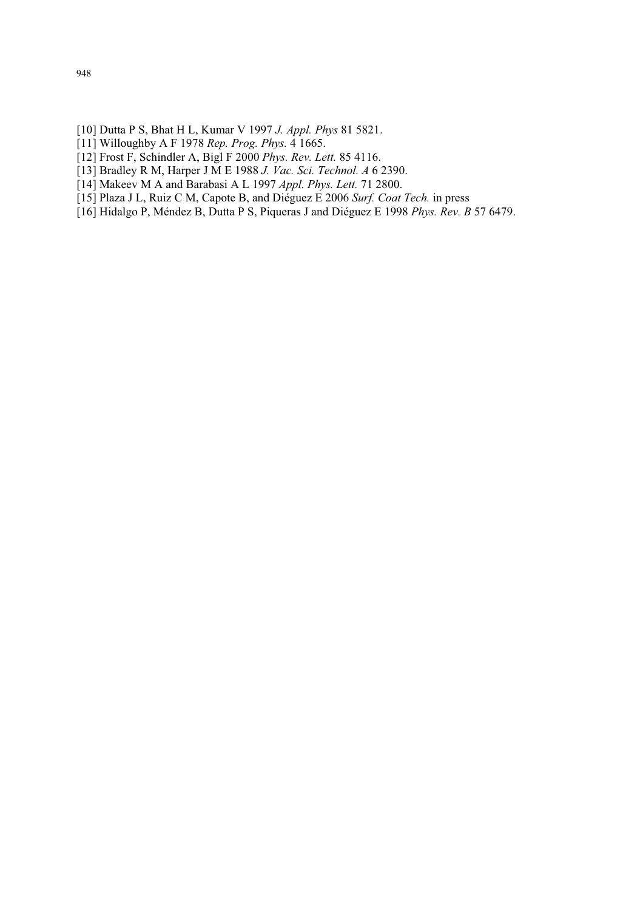[10] Dutta P S, Bhat H L, Kumar V 1997 *J. Appl. Phys* 81 5821.
[11] Willoughby A F 1978 *Rep. Prog. Phys.* 4 1665.
[12] Frost F, Schindler A, Bigl F 2000 *Phys. Rev. Lett.* 85 4116.
[13] Bradley R M, Harper J M E 1988 *J. Vac. Sci. Technol. A* 6 2390.
[14] Makeev M A and Barabasi A L 1997 *Appl. Phys. Lett.* 71 2800.
[15] Plaza J L, Ruiz C M, Capote B, and Diéguez E 2006 *Surf. Coat Tech.* in press
[16] Hidalgo P, Méndez B, Dutta P S, Piqueras J and Diéguez E 1998 *Phys. Rev. B* 57 6479.